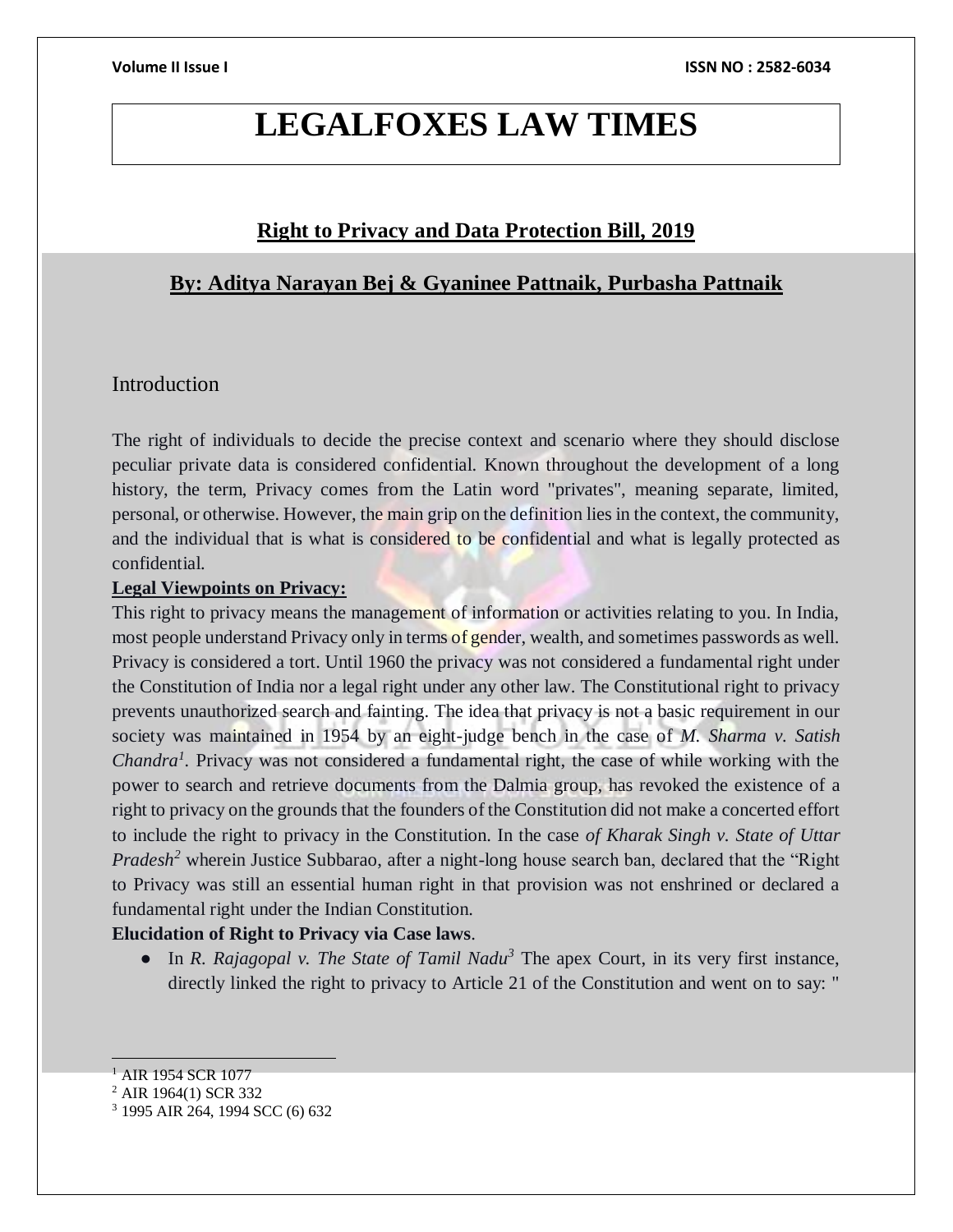# LEGALFOXES LAW TIMES

## Right to Privacy and Data Protection Bill, 2019

### By: Aditya Narayan Bej & Gyaninee Pattnaik, Purbasha Pattnaik

## Introduction

The right of individuals to decide the precise context and scenario where they should disclose peculiar private data is considered confidential. Known throughout the development of a long history, the term, Privacy comes from the Latin word "privates", meaning separate, limited, personal, or otherwise. However, the main grip on the definition lies in the context, the community, and the individual that is what is considered to be confidential and what is legally protected as confidential.

**Legal Viewpoints on Privacy:**

This right to privacy means the management of information or activities relating to you. In India, most people understand Privacy only in terms of gender, wealth, and sometimes passwords as well. Privacy is considered a tort. Until 1960 the privacy was not considered a fundamental right under the Constitution of India nor a legal right under any other law. The Constitutional right to privacy prevents unauthorized search and fainting. The idea that privacy is not a basic requirement in our society was maintained in 1954 by an eight-judge bench in the case of *M. Sharma v. Satish Chandra*[1]. Privacy was not considered a fundamental right, the case of while working with the power to search and retrieve documents from the Dalmia group, has revoked the existence of a right to privacy on the grounds that the founders of the Constitution did not make a concerted effort to include the right to privacy in the Constitution. In the case *of Kharak Singh v. State of Uttar Pradesh*[2] wherein Justice Subbarao, after a night-long house search ban, declared that the "Right to Privacy was still an essential human right in that provision was not enshrined or declared a fundamental right under the Indian Constitution.

**Elucidation of Right to Privacy via Case laws**.

- In *R. Rajagopal v. The State of Tamil Nadu*[3] The apex Court, in its very first instance, directly linked the right to privacy to Article 21 of the Constitution and went on to say: "

---

[1] AIR 1954 SCR 1077

[2] AIR 1964(1) SCR 332

[3] 1995 AIR 264, 1994 SCC (6) 632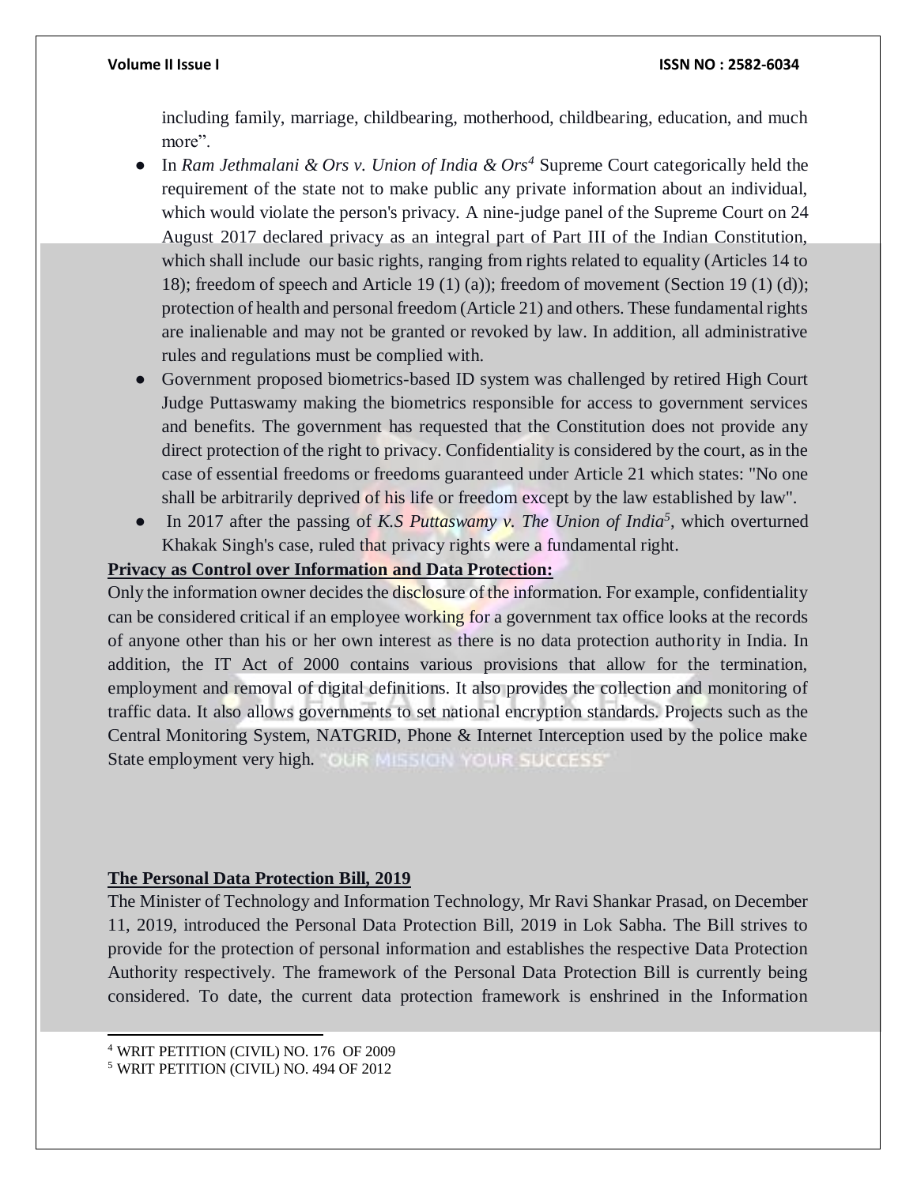including family, marriage, childbearing, motherhood, childbearing, education, and much more".

- In *Ram Jethmalani & Ors v. Union of India & Ors*[4] Supreme Court categorically held the requirement of the state not to make public any private information about an individual, which would violate the person's privacy. A nine-judge panel of the Supreme Court on 24 August 2017 declared privacy as an integral part of Part III of the Indian Constitution, which shall include our basic rights, ranging from rights related to equality (Articles 14 to 18); freedom of speech and Article 19 (1) (a)); freedom of movement (Section 19 (1) (d)); protection of health and personal freedom (Article 21) and others. These fundamental rights are inalienable and may not be granted or revoked by law. In addition, all administrative rules and regulations must be complied with.
- Government proposed biometrics-based ID system was challenged by retired High Court Judge Puttaswamy making the biometrics responsible for access to government services and benefits. The government has requested that the Constitution does not provide any direct protection of the right to privacy. Confidentiality is considered by the court, as in the case of essential freedoms or freedoms guaranteed under Article 21 which states: "No one shall be arbitrarily deprived of his life or freedom except by the law established by law".
- In 2017 after the passing of *K.S Puttaswamy v. The Union of India*[5], which overturned Khakak Singh's case, ruled that privacy rights were a fundamental right.

**Privacy as Control over Information and Data Protection:**

Only the information owner decides the disclosure of the information. For example, confidentiality can be considered critical if an employee working for a government tax office looks at the records of anyone other than his or her own interest as there is no data protection authority in India. In addition, the IT Act of 2000 contains various provisions that allow for the termination, employment and removal of digital definitions. It also provides the collection and monitoring of traffic data. It also allows governments to set national encryption standards. Projects such as the Central Monitoring System, NATGRID, Phone & Internet Interception used by the police make State employment very high.

**The Personal Data Protection Bill, 2019**

The Minister of Technology and Information Technology, Mr Ravi Shankar Prasad, on December 11, 2019, introduced the Personal Data Protection Bill, 2019 in Lok Sabha. The Bill strives to provide for the protection of personal information and establishes the respective Data Protection Authority respectively. The framework of the Personal Data Protection Bill is currently being considered. To date, the current data protection framework is enshrined in the Information

[4] WRIT PETITION (CIVIL) NO. 176 OF 2009

[5] WRIT PETITION (CIVIL) NO. 494 OF 2012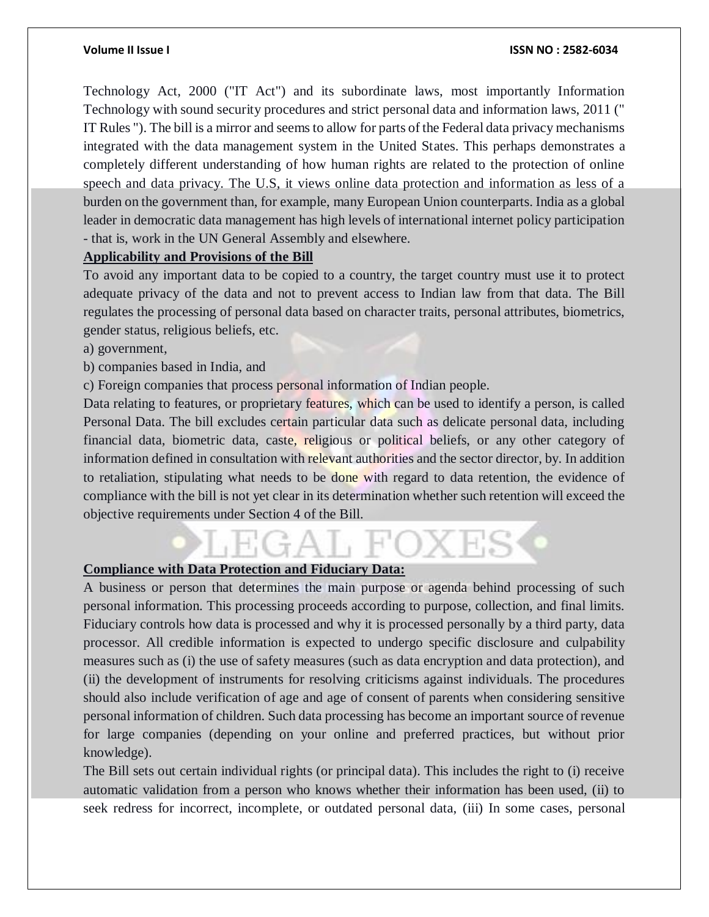Technology Act, 2000 ("IT Act") and its subordinate laws, most importantly Information Technology with sound security procedures and strict personal data and information laws, 2011 (" IT Rules "). The bill is a mirror and seems to allow for parts of the Federal data privacy mechanisms integrated with the data management system in the United States. This perhaps demonstrates a completely different understanding of how human rights are related to the protection of online speech and data privacy. The U.S, it views online data protection and information as less of a burden on the government than, for example, many European Union counterparts. India as a global leader in democratic data management has high levels of international internet policy participation - that is, work in the UN General Assembly and elsewhere.

**Applicability and Provisions of the Bill**

To avoid any important data to be copied to a country, the target country must use it to protect adequate privacy of the data and not to prevent access to Indian law from that data. The Bill regulates the processing of personal data based on character traits, personal attributes, biometrics, gender status, religious beliefs, etc.

a) government,

b) companies based in India, and

c) Foreign companies that process personal information of Indian people.

Data relating to features, or proprietary features, which can be used to identify a person, is called Personal Data. The bill excludes certain particular data such as delicate personal data, including financial data, biometric data, caste, religious or political beliefs, or any other category of information defined in consultation with relevant authorities and the sector director, by. In addition to retaliation, stipulating what needs to be done with regard to data retention, the evidence of compliance with the bill is not yet clear in its determination whether such retention will exceed the objective requirements under Section 4 of the Bill.

**Compliance with Data Protection and Fiduciary Data:**

A business or person that determines the main purpose or agenda behind processing of such personal information. This processing proceeds according to purpose, collection, and final limits. Fiduciary controls how data is processed and why it is processed personally by a third party, data processor. All credible information is expected to undergo specific disclosure and culpability measures such as (i) the use of safety measures (such as data encryption and data protection), and (ii) the development of instruments for resolving criticisms against individuals. The procedures should also include verification of age and age of consent of parents when considering sensitive personal information of children. Such data processing has become an important source of revenue for large companies (depending on your online and preferred practices, but without prior knowledge).

The Bill sets out certain individual rights (or principal data). This includes the right to (i) receive automatic validation from a person who knows whether their information has been used, (ii) to seek redress for incorrect, incomplete, or outdated personal data, (iii) In some cases, personal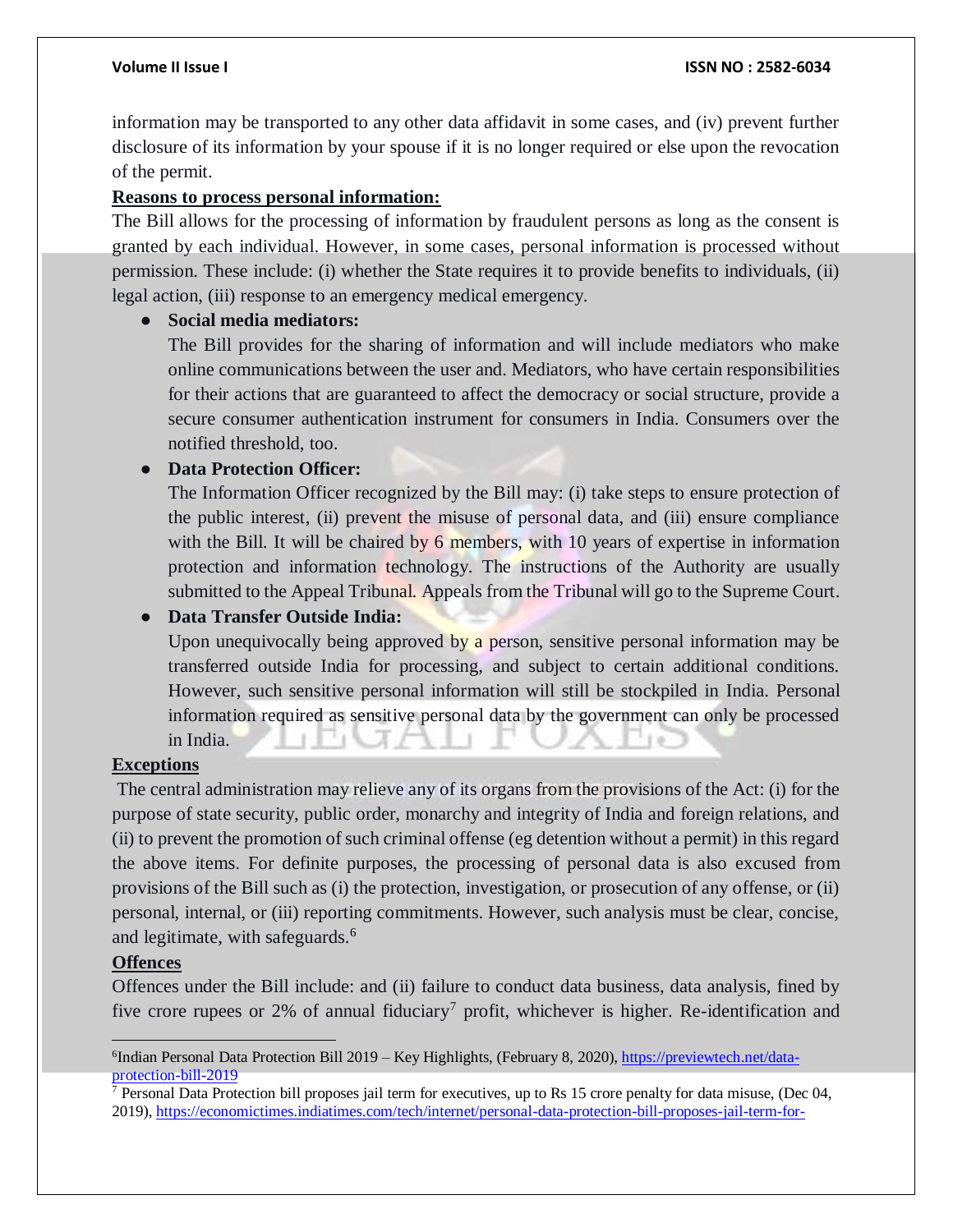information may be transported to any other data affidavit in some cases, and (iv) prevent further disclosure of its information by your spouse if it is no longer required or else upon the revocation of the permit.

**Reasons to process personal information:**

The Bill allows for the processing of information by fraudulent persons as long as the consent is granted by each individual. However, in some cases, personal information is processed without permission. These include: (i) whether the State requires it to provide benefits to individuals, (ii) legal action, (iii) response to an emergency medical emergency.

- **Social media mediators:**
  The Bill provides for the sharing of information and will include mediators who make online communications between the user and. Mediators, who have certain responsibilities for their actions that are guaranteed to affect the democracy or social structure, provide a secure consumer authentication instrument for consumers in India. Consumers over the notified threshold, too.
- **Data Protection Officer:**
  The Information Officer recognized by the Bill may: (i) take steps to ensure protection of the public interest, (ii) prevent the misuse of personal data, and (iii) ensure compliance with the Bill. It will be chaired by 6 members, with 10 years of expertise in information protection and information technology. The instructions of the Authority are usually submitted to the Appeal Tribunal. Appeals from the Tribunal will go to the Supreme Court.
- **Data Transfer Outside India:**
  Upon unequivocally being approved by a person, sensitive personal information may be transferred outside India for processing, and subject to certain additional conditions. However, such sensitive personal information will still be stockpiled in India. Personal information required as sensitive personal data by the government can only be processed in India.

**Exceptions**

The central administration may relieve any of its organs from the provisions of the Act: (i) for the purpose of state security, public order, monarchy and integrity of India and foreign relations, and (ii) to prevent the promotion of such criminal offense (eg detention without a permit) in this regard the above items. For definite purposes, the processing of personal data is also excused from provisions of the Bill such as (i) the protection, investigation, or prosecution of any offense, or (ii) personal, internal, or (iii) reporting commitments. However, such analysis must be clear, concise, and legitimate, with safeguards.[6]

**Offences**

Offences under the Bill include: and (ii) failure to conduct data business, data analysis, fined by five crore rupees or 2% of annual fiduciary[7] profit, whichever is higher. Re-identification and

---

[6] Indian Personal Data Protection Bill 2019 – Key Highlights, (February 8, 2020), https://previewtech.net/data-protection-bill-2019

[7] Personal Data Protection bill proposes jail term for executives, up to Rs 15 crore penalty for data misuse, (Dec 04, 2019), https://economictimes.indiatimes.com/tech/internet/personal-data-protection-bill-proposes-jail-term-for-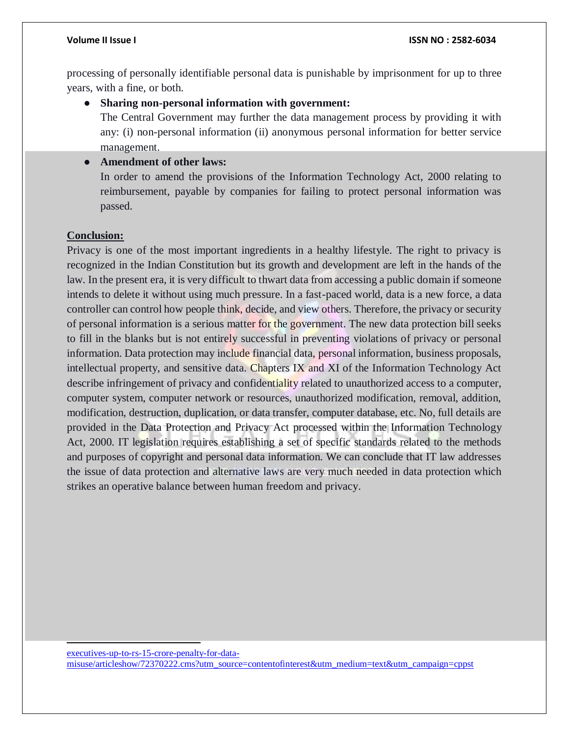processing of personally identifiable personal data is punishable by imprisonment for up to three years, with a fine, or both.

- **Sharing non-personal information with government:**
  The Central Government may further the data management process by providing it with any: (i) non-personal information (ii) anonymous personal information for better service management.
- **Amendment of other laws:**
  In order to amend the provisions of the Information Technology Act, 2000 relating to reimbursement, payable by companies for failing to protect personal information was passed.

## Conclusion:

Privacy is one of the most important ingredients in a healthy lifestyle. The right to privacy is recognized in the Indian Constitution but its growth and development are left in the hands of the law. In the present era, it is very difficult to thwart data from accessing a public domain if someone intends to delete it without using much pressure. In a fast-paced world, data is a new force, a data controller can control how people think, decide, and view others. Therefore, the privacy or security of personal information is a serious matter for the government. The new data protection bill seeks to fill in the blanks but is not entirely successful in preventing violations of privacy or personal information. Data protection may include financial data, personal information, business proposals, intellectual property, and sensitive data. Chapters IX and XI of the Information Technology Act describe infringement of privacy and confidentiality related to unauthorized access to a computer, computer system, computer network or resources, unauthorized modification, removal, addition, modification, destruction, duplication, or data transfer, computer database, etc. No, full details are provided in the Data Protection and Privacy Act processed within the Information Technology Act, 2000. IT legislation requires establishing a set of specific standards related to the methods and purposes of copyright and personal data information. We can conclude that IT law addresses the issue of data protection and alternative laws are very much needed in data protection which strikes an operative balance between human freedom and privacy.

---

executives-up-to-rs-15-crore-penalty-for-data-misuse/articleshow/72370222.cms?utm_source=contentofinterest&utm_medium=text&utm_campaign=cppst